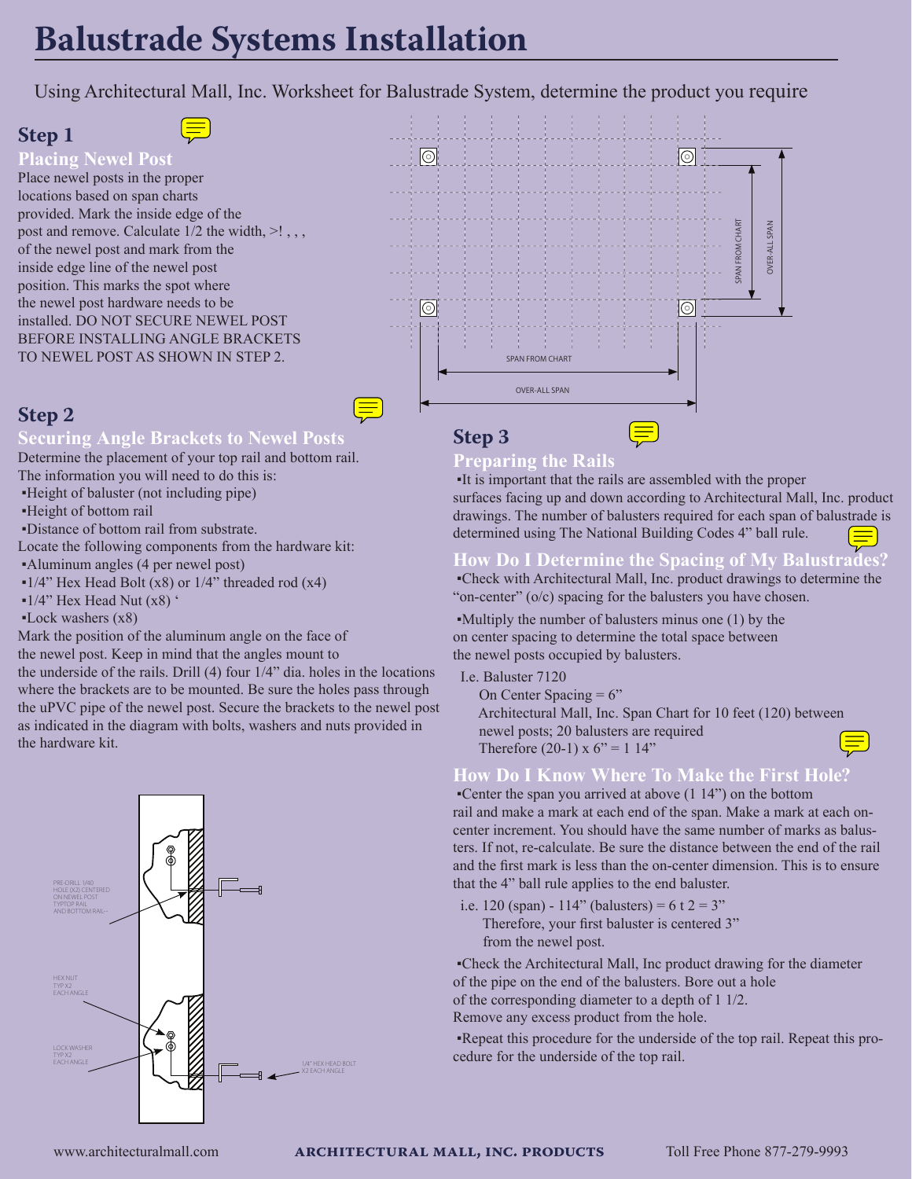# Balustrade Systems Installation

Using Architectural Mall, Inc. Worksheet for Balustrade System, determine the product you require

## Step 1

### Placing Newel Post

Place newel posts in the proper locations based on span charts provided. Mark the inside edge of the post and remove. Calculate 1/2 the width, >! , , , of the newel post and mark from the inside edge line of the newel post position. This marks the spot where the newel post hardware needs to be installed. DO NOT SECURE NEWEL POST BEFORE INSTALLING ANGLE BRACKETS TO NEWEL POST AS SHOWN IN STEP 2.

SPAN FROM CHART
OVER-ALL SPAN

## Step 2

### Securing Angle Brackets to Newel Posts

Determine the placement of your top rail and bottom rail. The information you will need to do this is:

- Height of baluster (not including pipe)
- Height of bottom rail
- Distance of bottom rail from substrate.

Locate the following components from the hardware kit:

- Aluminum angles (4 per newel post)
- 1/4" Hex Head Bolt (x8) or 1/4" threaded rod (x4)
- 1/4" Hex Head Nut (x8) '
- Lock washers (x8)

Mark the position of the aluminum angle on the face of the newel post. Keep in mind that the angles mount to the underside of the rails. Drill (4) four 1/4" dia. holes in the locations where the brackets are to be mounted. Be sure the holes pass through the uPVC pipe of the newel post. Secure the brackets to the newel post as indicated in the diagram with bolts, washers and nuts provided in the hardware kit.

PRE-DRILL 1/40 HOLE (X2) CENTERED ON NEWEL POST TYPTOP RAIL AND BOTTOM RAIL--

HEX NUT TYP X2 EACH ANGLE

LOCK WASHER TYP X2 EACH ANGLE

1/4" HEX HEAD BOLT X2 EACH ANGLE

## Step 3

### Preparing the Rails

- It is important that the rails are assembled with the proper surfaces facing up and down according to Architectural Mall, Inc. product drawings. The number of balusters required for each span of balustrade is determined using The National Building Codes 4" ball rule.

### How Do I Determine the Spacing of My Balustrades?

- Check with Architectural Mall, Inc. product drawings to determine the "on-center" (o/c) spacing for the balusters you have chosen.
- Multiply the number of balusters minus one (1) by the on center spacing to determine the total space between the newel posts occupied by balusters.

I.e. Baluster 7120
On Center Spacing = 6"
Architectural Mall, Inc. Span Chart for 10 feet (120) between newel posts; 20 balusters are required
Therefore (20-1) x 6" = 1 14"

### How Do I Know Where To Make the First Hole?

- Center the span you arrived at above (1 14") on the bottom rail and make a mark at each end of the span. Make a mark at each on-center increment. You should have the same number of marks as balusters. If not, re-calculate. Be sure the distance between the end of the rail and the first mark is less than the on-center dimension. This is to ensure that the 4" ball rule applies to the end baluster.

i.e. 120 (span) - 114" (balusters) = 6 t 2 = 3"
Therefore, your first baluster is centered 3" from the newel post.

- Check the Architectural Mall, Inc product drawing for the diameter of the pipe on the end of the balusters. Bore out a hole of the corresponding diameter to a depth of 1 1/2. Remove any excess product from the hole.
- Repeat this procedure for the underside of the top rail. Repeat this procedure for the underside of the top rail.

www.architecturalmall.com ARCHITECTURAL MALL, INC. PRODUCTS Toll Free Phone 877-279-9993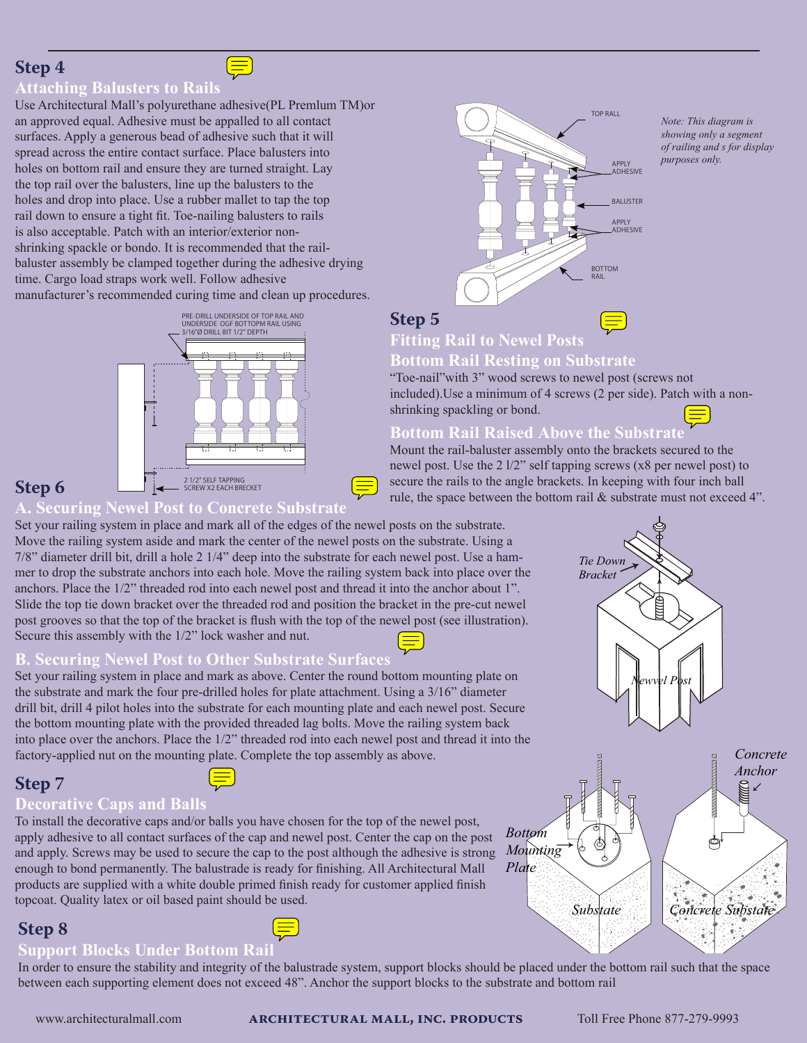## Step 4

### Attaching Balusters to Rails

Use Architectural Mall's polyurethane adhesive(PL Premlum TM)or an approved equal. Adhesive must be appalled to all contact surfaces. Apply a generous bead of adhesive such that it will spread across the entire contact surface. Place balusters into holes on bottom rail and ensure they are turned straight. Lay the top rail over the balusters, line up the balusters to the holes and drop into place. Use a rubber mallet to tap the top rail down to ensure a tight fit. Toe-nailing balusters to rails is also acceptable. Patch with an interior/exterior non-shrinking spackle or bondo. It is recommended that the rail-baluster assembly be clamped together during the adhesive drying time. Cargo load straps work well. Follow adhesive manufacturer's recommended curing time and clean up procedures.

TOP RALL
APPLY ADHESIVE
BALUSTER
APPLY ADHESIVE
BOTTOM RAIL

*Note: This diagram is showing only a segment of railing and s for display purposes only.*

PRE-DRILL UNDERSIDE OF TOP RAIL AND UNDERSIDE OGF BOTTOPM RAIL USING 3/16"Ø DRILL BIT 1/2" DEPTH

2 1/2" SELF TAPPING SCREW X2 EACH BRECKET

## Step 5

### Fitting Rail to Newel Posts

### Bottom Rail Resting on Substrate

"Toe-nail"with 3" wood screws to newel post (screws not included).Use a minimum of 4 screws (2 per side). Patch with a non-shrinking spackling or bond.

### Bottom Rail Raised Above the Substrate

Mount the rail-baluster assembly onto the brackets secured to the newel post. Use the 2 1/2" self tapping screws (x8 per newel post) to secure the rails to the angle brackets. In keeping with four inch ball rule, the space between the bottom rail & substrate must not exceed 4".

## Step 6

### A. Securing Newel Post to Concrete Substrate

Set your railing system in place and mark all of the edges of the newel posts on the substrate. Move the railing system aside and mark the center of the newel posts on the substrate. Using a 7/8" diameter drill bit, drill a hole 2 1/4" deep into the substrate for each newel post. Use a hammer to drop the substrate anchors into each hole. Move the railing system back into place over the anchors. Place the 1/2" threaded rod into each newel post and thread it into the anchor about 1". Slide the top tie down bracket over the threaded rod and position the bracket in the pre-cut newel post grooves so that the top of the bracket is flush with the top of the newel post (see illustration). Secure this assembly with the 1/2" lock washer and nut.

*Tie Down Bracket*

*Newel Post*

### B. Securing Newel Post to Other Substrate Surfaces

Set your railing system in place and mark as above. Center the round bottom mounting plate on the substrate and mark the four pre-drilled holes for plate attachment. Using a 3/16" diameter drill bit, drill 4 pilot holes into the substrate for each mounting plate and each newel post. Secure the bottom mounting plate with the provided threaded lag bolts. Move the railing system back into place over the anchors. Place the 1/2" threaded rod into each newel post and thread it into the factory-applied nut on the mounting plate. Complete the top assembly as above.

*Bottom Mounting Plate*

*Substate*

*Concrete Anchor*

*Concrete Substate*

## Step 7

### Decorative Caps and Balls

To install the decorative caps and/or balls you have chosen for the top of the newel post, apply adhesive to all contact surfaces of the cap and newel post. Center the cap on the post and apply. Screws may be used to secure the cap to the post although the adhesive is strong enough to bond permanently. The balustrade is ready for finishing. All Architectural Mall products are supplied with a white double primed finish ready for customer applied finish topcoat. Quality latex or oil based paint should be used.

## Step 8

### Support Blocks Under Bottom Rail

In order to ensure the stability and integrity of the balustrade system, support blocks should be placed under the bottom rail such that the space between each supporting element does not exceed 48". Anchor the support blocks to the substrate and bottom rail

www.architecturalmall.com ARCHITECTURAL MALL, INC. PRODUCTS Toll Free Phone 877-279-9993